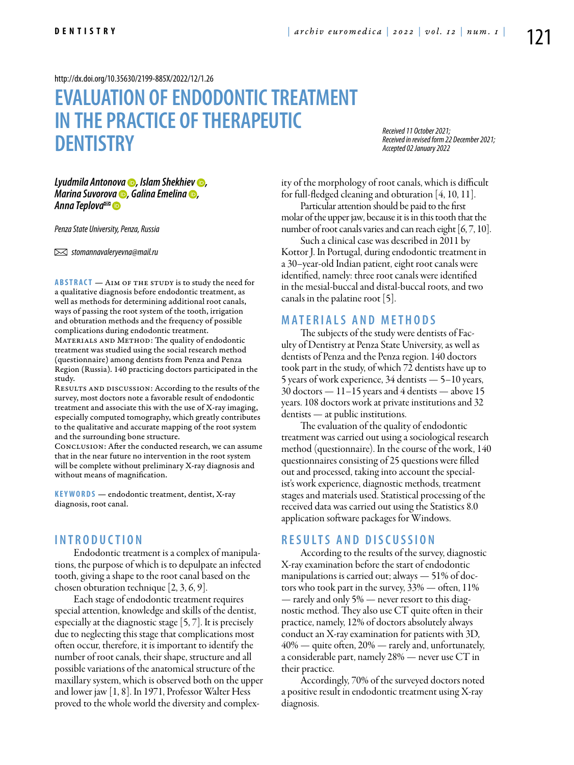http://dx.doi.org/10.35630/2199-885X/2022/12/1.26

# EVALUATION OF ENDODONTIC TREATMENT IN THE PRACTICE OF THERAPEUTIC DENTISTRY

*Received 11 October 2021; Received in revised form 22 December 2021; Accepted 02 January 2022*

***Lyudmila Antonova, Islam Shekhiev, Marina Suvorova, Galina Emelina, Anna Teplova***

*Penza State University, Penza, Russia*

✉ *stomannavaleryevna@mail.ru*

**ABSTRACT** — Aim of the study is to study the need for a qualitative diagnosis before endodontic treatment, as well as methods for determining additional root canals, ways of passing the root system of the tooth, irrigation and obturation methods and the frequency of possible complications during endodontic treatment.

Materials and Method: The quality of endodontic treatment was studied using the social research method (questionnaire) among dentists from Penza and Penza Region (Russia). 140 practicing doctors participated in the study.

Results and discussion: According to the results of the survey, most doctors note a favorable result of endodontic treatment and associate this with the use of X-ray imaging, especially computed tomography, which greatly contributes to the qualitative and accurate mapping of the root system and the surrounding bone structure.

Conclusion: After the conducted research, we can assume that in the near future no intervention in the root system will be complete without preliminary X-ray diagnosis and without means of magnification.

**KEYWORDS** — endodontic treatment, dentist, X-ray diagnosis, root canal.

## INTRODUCTION

Endodontic treatment is a complex of manipulations, the purpose of which is to depulpate an infected tooth, giving a shape to the root canal based on the chosen obturation technique [2, 3, 6, 9].

Each stage of endodontic treatment requires special attention, knowledge and skills of the dentist, especially at the diagnostic stage [5, 7]. It is precisely due to neglecting this stage that complications most often occur, therefore, it is important to identify the number of root canals, their shape, structure and all possible variations of the anatomical structure of the maxillary system, which is observed both on the upper and lower jaw [1, 8]. In 1971, Professor Walter Hess proved to the whole world the diversity and complexity of the morphology of root canals, which is difficult for full-fledged cleaning and obturation [4, 10, 11].

Particular attention should be paid to the first molar of the upper jaw, because it is in this tooth that the number of root canals varies and can reach eight [6, 7, 10].

Such a clinical case was described in 2011 by Kottor J. In Portugal, during endodontic treatment in a 30–year-old Indian patient, eight root canals were identified, namely: three root canals were identified in the mesial-buccal and distal-buccal roots, and two canals in the palatine root [5].

## MATERIALS AND METHODS

The subjects of the study were dentists of Faculty of Dentistry at Penza State University, as well as dentists of Penza and the Penza region. 140 doctors took part in the study, of which 72 dentists have up to 5 years of work experience, 34 dentists — 5–10 years, 30 doctors — 11–15 years and 4 dentists — above 15 years. 108 doctors work at private institutions and 32 dentists — at public institutions.

The evaluation of the quality of endodontic treatment was carried out using a sociological research method (questionnaire). In the course of the work, 140 questionnaires consisting of 25 questions were filled out and processed, taking into account the specialist's work experience, diagnostic methods, treatment stages and materials used. Statistical processing of the received data was carried out using the Statistics 8.0 application software packages for Windows.

## RESULTS AND DISCUSSION

According to the results of the survey, diagnostic X-ray examination before the start of endodontic manipulations is carried out; always — 51% of doctors who took part in the survey, 33% — often, 11% — rarely and only 5% — never resort to this diagnostic method. They also use CT quite often in their practice, namely, 12% of doctors absolutely always conduct an X-ray examination for patients with 3D, 40% — quite often, 20% — rarely and, unfortunately, a considerable part, namely 28% — never use CT in their practice.

Accordingly, 70% of the surveyed doctors noted a positive result in endodontic treatment using X-ray diagnosis.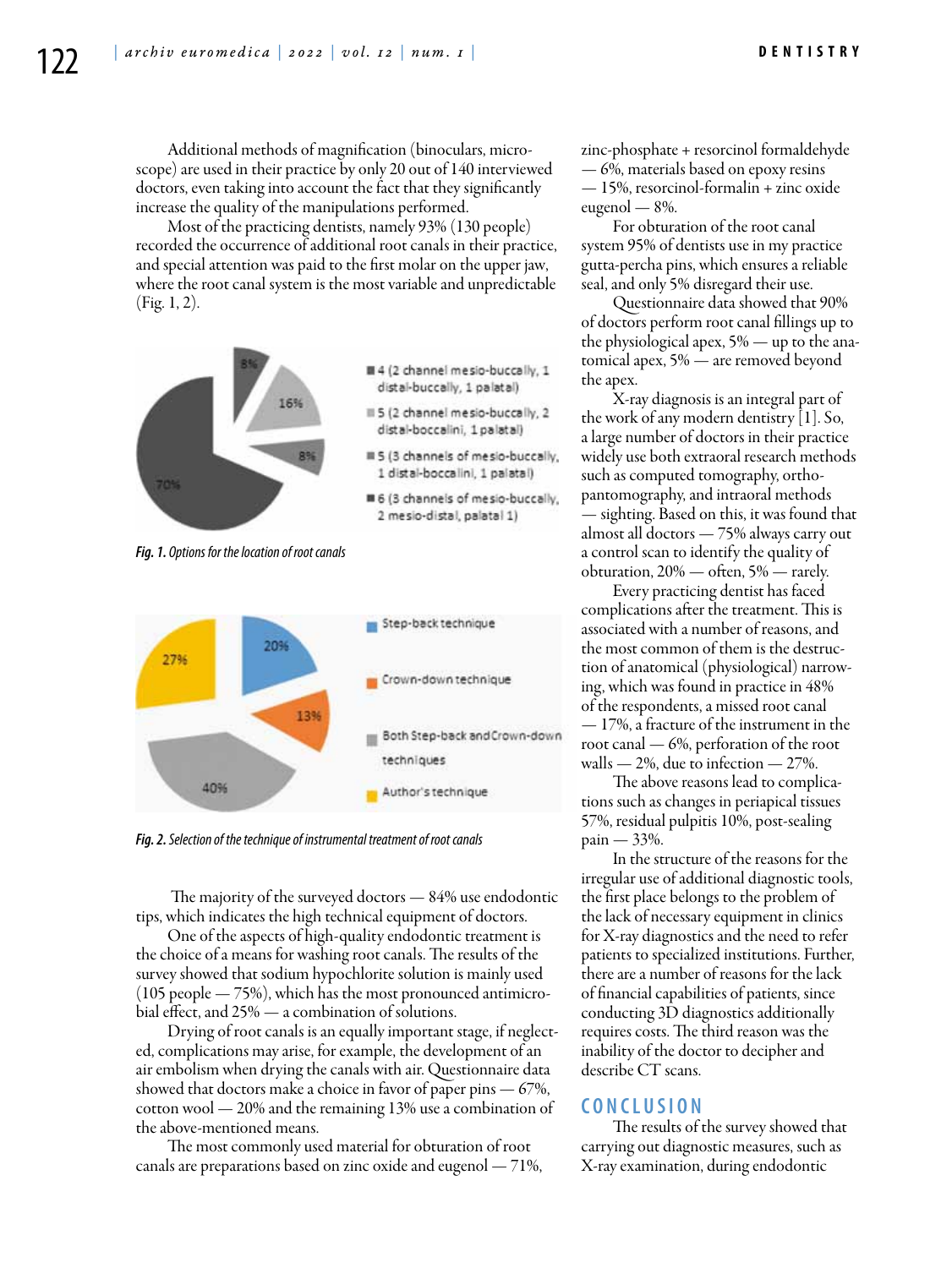Additional methods of magnification (binoculars, microscope) are used in their practice by only 20 out of 140 interviewed doctors, even taking into account the fact that they significantly increase the quality of the manipulations performed.

Most of the practicing dentists, namely 93% (130 people) recorded the occurrence of additional root canals in their practice, and special attention was paid to the first molar on the upper jaw, where the root canal system is the most variable and unpredictable (Fig. 1, 2).

*Fig. 1. Options for the location of root canals*

*Fig. 2. Selection of the technique of instrumental treatment of root canals*

The majority of the surveyed doctors — 84% use endodontic tips, which indicates the high technical equipment of doctors.

One of the aspects of high-quality endodontic treatment is the choice of a means for washing root canals. The results of the survey showed that sodium hypochlorite solution is mainly used (105 people — 75%), which has the most pronounced antimicrobial effect, and 25% — a combination of solutions.

Drying of root canals is an equally important stage, if neglected, complications may arise, for example, the development of an air embolism when drying the canals with air. Questionnaire data showed that doctors make a choice in favor of paper pins — 67%, cotton wool — 20% and the remaining 13% use a combination of the above-mentioned means.

The most commonly used material for obturation of root canals are preparations based on zinc oxide and eugenol — 71%, zinc-phosphate + resorcinol formaldehyde — 6%, materials based on epoxy resins — 15%, resorcinol-formalin + zinc oxide eugenol — 8%.

For obturation of the root canal system 95% of dentists use in my practice gutta-percha pins, which ensures a reliable seal, and only 5% disregard their use.

Questionnaire data showed that 90% of doctors perform root canal fillings up to the physiological apex, 5% — up to the anatomical apex, 5% — are removed beyond the apex.

X-ray diagnosis is an integral part of the work of any modern dentistry [1]. So, a large number of doctors in their practice widely use both extraoral research methods such as computed tomography, orthopantomography, and intraoral methods — sighting. Based on this, it was found that almost all doctors — 75% always carry out a control scan to identify the quality of obturation, 20% — often, 5% — rarely.

Every practicing dentist has faced complications after the treatment. This is associated with a number of reasons, and the most common of them is the destruction of anatomical (physiological) narrowing, which was found in practice in 48% of the respondents, a missed root canal — 17%, a fracture of the instrument in the root canal — 6%, perforation of the root walls — 2%, due to infection — 27%.

The above reasons lead to complications such as changes in periapical tissues 57%, residual pulpitis 10%, post-sealing pain — 33%.

In the structure of the reasons for the irregular use of additional diagnostic tools, the first place belongs to the problem of the lack of necessary equipment in clinics for X-ray diagnostics and the need to refer patients to specialized institutions. Further, there are a number of reasons for the lack of financial capabilities of patients, since conducting 3D diagnostics additionally requires costs. The third reason was the inability of the doctor to decipher and describe CT scans.

## CONCLUSION

The results of the survey showed that carrying out diagnostic measures, such as X-ray examination, during endodontic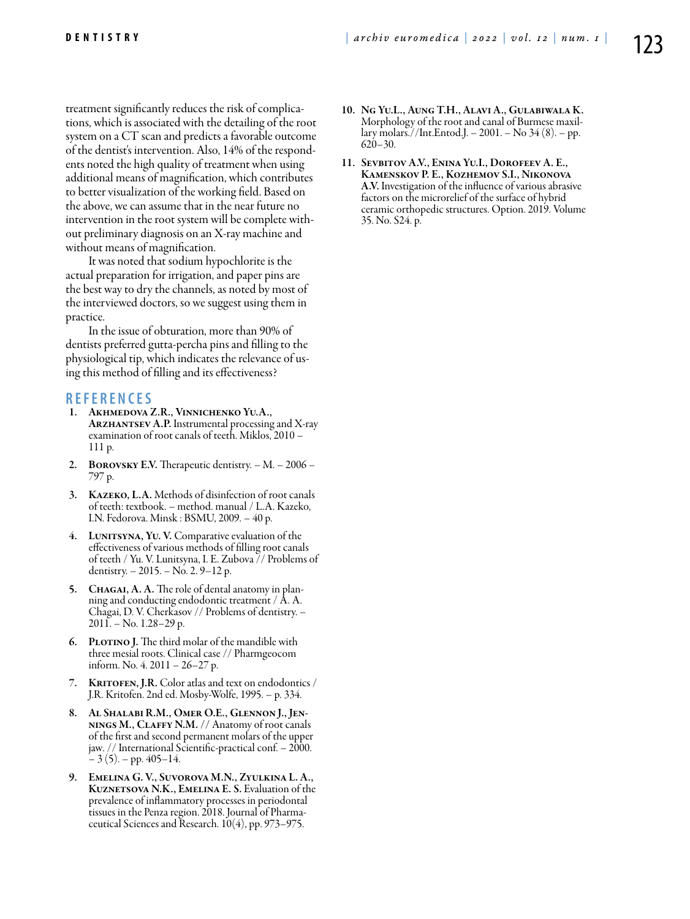treatment significantly reduces the risk of complications, which is associated with the detailing of the root system on a CT scan and predicts a favorable outcome of the dentist's intervention. Also, 14% of the respondents noted the high quality of treatment when using additional means of magnification, which contributes to better visualization of the working field. Based on the above, we can assume that in the near future no intervention in the root system will be complete without preliminary diagnosis on an X-ray machine and without means of magnification.

It was noted that sodium hypochlorite is the actual preparation for irrigation, and paper pins are the best way to dry the channels, as noted by most of the interviewed doctors, so we suggest using them in practice.

In the issue of obturation, more than 90% of dentists preferred gutta-percha pins and filling to the physiological tip, which indicates the relevance of using this method of filling and its effectiveness?

## REFERENCES

1. **Akhmedova Z.R., Vinnichenko Yu.A., Arzhantsev A.P.** Instrumental processing and X-ray examination of root canals of teeth. Miklos, 2010 – 111 p.
2. **Borovsky E.V.** Therapeutic dentistry. – M. – 2006 – 797 p.
3. **Kazeko, L.A.** Methods of disinfection of root canals of teeth: textbook. – method. manual / L.A. Kazeko, I.N. Fedorova. Minsk : BSMU, 2009. – 40 p.
4. **Lunitsyna, Yu. V.** Comparative evaluation of the effectiveness of various methods of filling root canals of teeth / Yu. V. Lunitsyna, I. E. Zubova // Problems of dentistry. – 2015. – No. 2. 9–12 p.
5. **Chagai, A. A.** The role of dental anatomy in planning and conducting endodontic treatment / A. A. Chagai, D. V. Cherkasov // Problems of dentistry. – 2011. – No. 1.28–29 p.
6. **Plotino J.** The third molar of the mandible with three mesial roots. Clinical case // Pharmgeocom inform. No. 4. 2011 – 26–27 p.
7. **Kritofen, J.R.** Color atlas and text on endodontics / J.R. Kritofen. 2nd ed. Mosby-Wolfe, 1995. – p. 334.
8. **Al Shalabi R.M., Omer O.E., Glennon J., Jennings M., Claffy N.M.** // Anatomy of root canals of the first and second permanent molars of the upper jaw. // International Scientific-practical conf. – 2000. – 3 (5). – pp. 405–14.
9. **Emelina G. V., Suvorova M.N., Zyulkina L. A., Kuznetsova N.K., Emelina E. S.** Evaluation of the prevalence of inflammatory processes in periodontal tissues in the Penza region. 2018. Journal of Pharmaceutical Sciences and Research. 10(4), pp. 973–975.
10. **Ng Yu.L., Aung T.H., Alavi A., Gulabiwala K.** Morphology of the root and canal of Burmese maxillary molars.//Int.Entod.J. – 2001. – No 34 (8). – pp. 620–30.
11. **Sevbitov A.V., Enina Yu.I., Dorofeev A. E., Kamenskov P. E., Kozhemov S.I., Nikonova A.V.** Investigation of the influence of various abrasive factors on the microrelief of the surface of hybrid ceramic orthopedic structures. Option. 2019. Volume 35. No. S24. p.